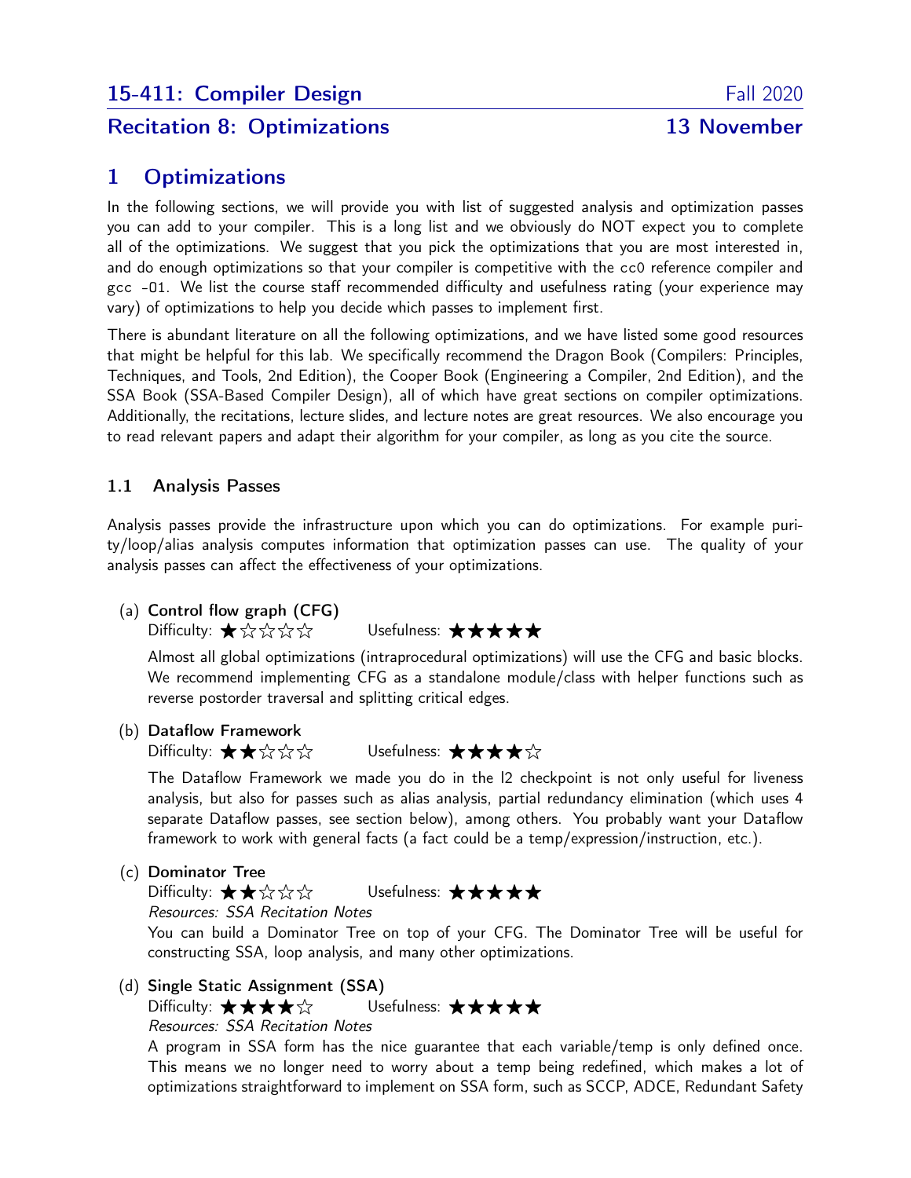15-411: Compiler Design — Fall 2020

Recitation 8: Optimizations — 13 November

# 1 Optimizations

In the following sections, we will provide you with list of suggested analysis and optimization passes you can add to your compiler. This is a long list and we obviously do NOT expect you to complete all of the optimizations. We suggest that you pick the optimizations that you are most interested in, and do enough optimizations so that your compiler is competitive with the `cc0` reference compiler and `gcc -O1`. We list the course staff recommended difficulty and usefulness rating (your experience may vary) of optimizations to help you decide which passes to implement first.

There is abundant literature on all the following optimizations, and we have listed some good resources that might be helpful for this lab. We specifically recommend the Dragon Book (Compilers: Principles, Techniques, and Tools, 2nd Edition), the Cooper Book (Engineering a Compiler, 2nd Edition), and the SSA Book (SSA-Based Compiler Design), all of which have great sections on compiler optimizations. Additionally, the recitations, lecture slides, and lecture notes are great resources. We also encourage you to read relevant papers and adapt their algorithm for your compiler, as long as you cite the source.

## 1.1 Analysis Passes

Analysis passes provide the infrastructure upon which you can do optimizations. For example purity/loop/alias analysis computes information that optimization passes can use. The quality of your analysis passes can affect the effectiveness of your optimizations.

(a) **Control flow graph (CFG)**
Difficulty: ★☆☆☆☆ Usefulness: ★★★★★
Almost all global optimizations (intraprocedural optimizations) will use the CFG and basic blocks. We recommend implementing CFG as a standalone module/class with helper functions such as reverse postorder traversal and splitting critical edges.

(b) **Dataflow Framework**
Difficulty: ★★☆☆☆ Usefulness: ★★★★☆
The Dataflow Framework we made you do in the l2 checkpoint is not only useful for liveness analysis, but also for passes such as alias analysis, partial redundancy elimination (which uses 4 separate Dataflow passes, see section below), among others. You probably want your Dataflow framework to work with general facts (a fact could be a temp/expression/instruction, etc.).

(c) **Dominator Tree**
Difficulty: ★★☆☆☆ Usefulness: ★★★★★
*Resources: SSA Recitation Notes*
You can build a Dominator Tree on top of your CFG. The Dominator Tree will be useful for constructing SSA, loop analysis, and many other optimizations.

(d) **Single Static Assignment (SSA)**
Difficulty: ★★★★☆ Usefulness: ★★★★★
*Resources: SSA Recitation Notes*
A program in SSA form has the nice guarantee that each variable/temp is only defined once. This means we no longer need to worry about a temp being redefined, which makes a lot of optimizations straightforward to implement on SSA form, such as SCCP, ADCE, Redundant Safety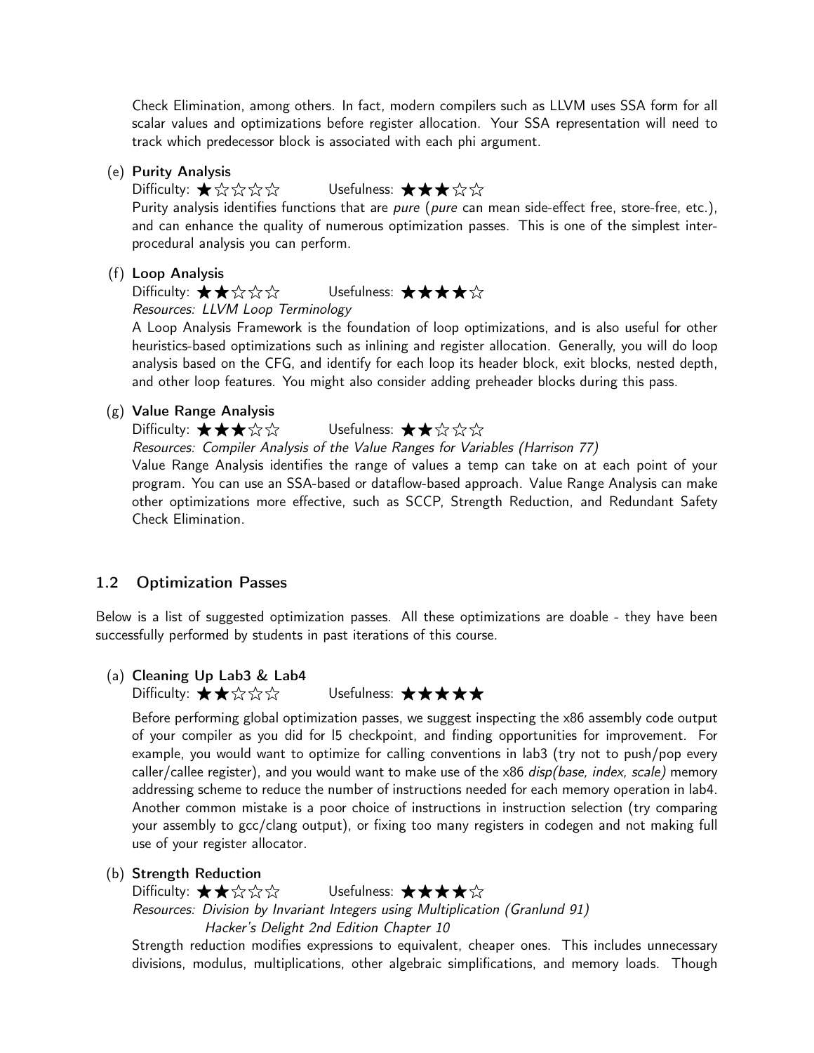Check Elimination, among others. In fact, modern compilers such as LLVM uses SSA form for all scalar values and optimizations before register allocation. Your SSA representation will need to track which predecessor block is associated with each phi argument.

(e) **Purity Analysis**
Difficulty: ★☆☆☆☆ Usefulness: ★★★☆☆
Purity analysis identifies functions that are *pure* (*pure* can mean side-effect free, store-free, etc.), and can enhance the quality of numerous optimization passes. This is one of the simplest inter-procedural analysis you can perform.

(f) **Loop Analysis**
Difficulty: ★★☆☆☆ Usefulness: ★★★★☆
*Resources: LLVM Loop Terminology*
A Loop Analysis Framework is the foundation of loop optimizations, and is also useful for other heuristics-based optimizations such as inlining and register allocation. Generally, you will do loop analysis based on the CFG, and identify for each loop its header block, exit blocks, nested depth, and other loop features. You might also consider adding preheader blocks during this pass.

(g) **Value Range Analysis**
Difficulty: ★★★☆☆ Usefulness: ★★☆☆☆
*Resources: Compiler Analysis of the Value Ranges for Variables (Harrison 77)*
Value Range Analysis identifies the range of values a temp can take on at each point of your program. You can use an SSA-based or dataflow-based approach. Value Range Analysis can make other optimizations more effective, such as SCCP, Strength Reduction, and Redundant Safety Check Elimination.

## 1.2 Optimization Passes

Below is a list of suggested optimization passes. All these optimizations are doable - they have been successfully performed by students in past iterations of this course.

(a) **Cleaning Up Lab3 & Lab4**
Difficulty: ★★☆☆☆ Usefulness: ★★★★★

Before performing global optimization passes, we suggest inspecting the x86 assembly code output of your compiler as you did for l5 checkpoint, and finding opportunities for improvement. For example, you would want to optimize for calling conventions in lab3 (try not to push/pop every caller/callee register), and you would want to make use of the x86 *disp(base, index, scale)* memory addressing scheme to reduce the number of instructions needed for each memory operation in lab4. Another common mistake is a poor choice of instructions in instruction selection (try comparing your assembly to gcc/clang output), or fixing too many registers in codegen and not making full use of your register allocator.

(b) **Strength Reduction**
Difficulty: ★★☆☆☆ Usefulness: ★★★★☆
*Resources: Division by Invariant Integers using Multiplication (Granlund 91)*
*Hacker's Delight 2nd Edition Chapter 10*
Strength reduction modifies expressions to equivalent, cheaper ones. This includes unnecessary divisions, modulus, multiplications, other algebraic simplifications, and memory loads. Though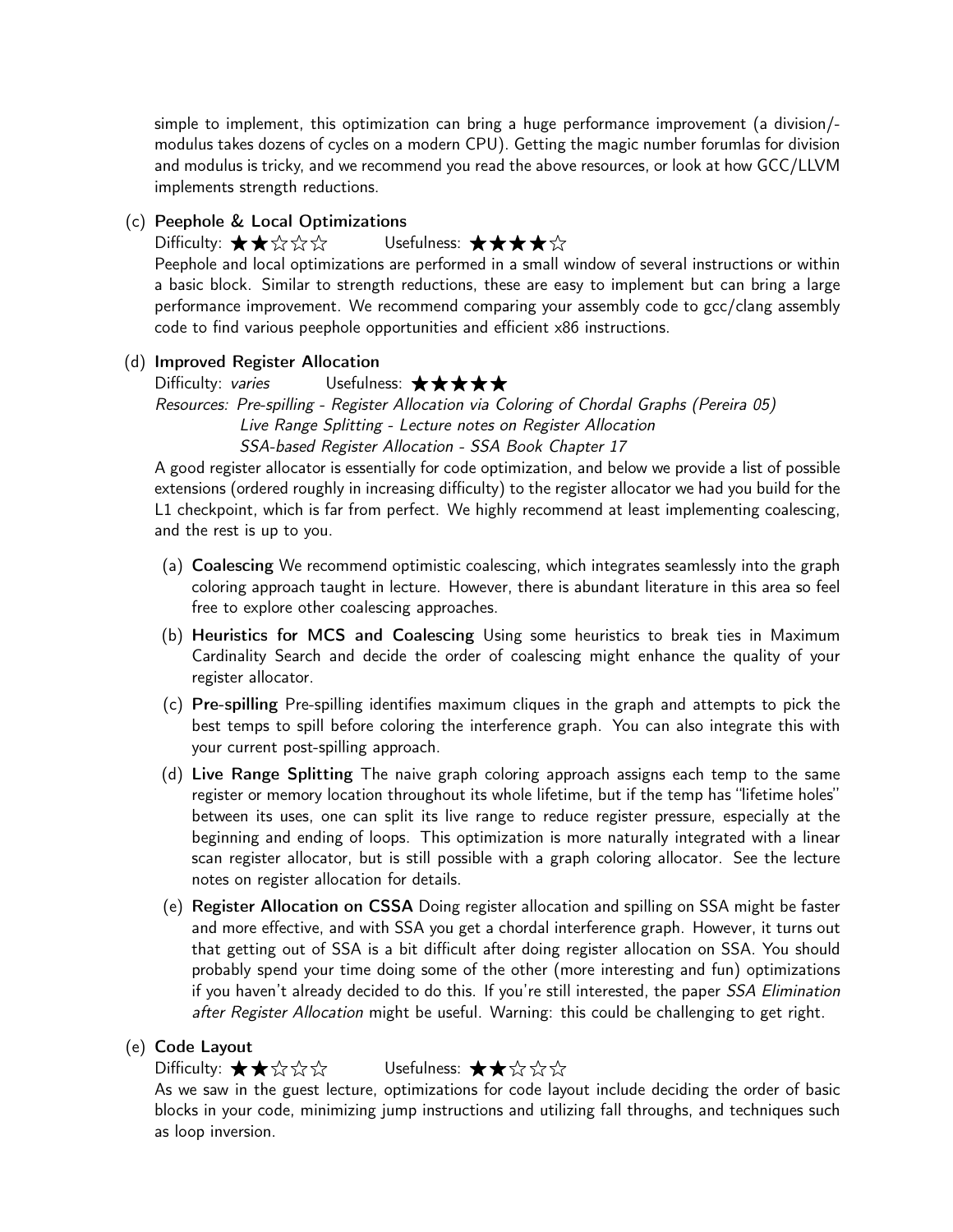simple to implement, this optimization can bring a huge performance improvement (a division/-modulus takes dozens of cycles on a modern CPU). Getting the magic number forumlas for division and modulus is tricky, and we recommend you read the above resources, or look at how GCC/LLVM implements strength reductions.

(c) **Peephole & Local Optimizations**

Difficulty: ★★☆☆☆ Usefulness: ★★★★☆

Peephole and local optimizations are performed in a small window of several instructions or within a basic block. Similar to strength reductions, these are easy to implement but can bring a large performance improvement. We recommend comparing your assembly code to gcc/clang assembly code to find various peephole opportunities and efficient x86 instructions.

(d) **Improved Register Allocation**

Difficulty: *varies* Usefulness: ★★★★★

*Resources: Pre-spilling - Register Allocation via Coloring of Chordal Graphs (Pereira 05)*
*Live Range Splitting - Lecture notes on Register Allocation*
*SSA-based Register Allocation - SSA Book Chapter 17*

A good register allocator is essentially for code optimization, and below we provide a list of possible extensions (ordered roughly in increasing difficulty) to the register allocator we had you build for the L1 checkpoint, which is far from perfect. We highly recommend at least implementing coalescing, and the rest is up to you.

(a) **Coalescing** We recommend optimistic coalescing, which integrates seamlessly into the graph coloring approach taught in lecture. However, there is abundant literature in this area so feel free to explore other coalescing approaches.

(b) **Heuristics for MCS and Coalescing** Using some heuristics to break ties in Maximum Cardinality Search and decide the order of coalescing might enhance the quality of your register allocator.

(c) **Pre-spilling** Pre-spilling identifies maximum cliques in the graph and attempts to pick the best temps to spill before coloring the interference graph. You can also integrate this with your current post-spilling approach.

(d) **Live Range Splitting** The naive graph coloring approach assigns each temp to the same register or memory location throughout its whole lifetime, but if the temp has "lifetime holes" between its uses, one can split its live range to reduce register pressure, especially at the beginning and ending of loops. This optimization is more naturally integrated with a linear scan register allocator, but is still possible with a graph coloring allocator. See the lecture notes on register allocation for details.

(e) **Register Allocation on CSSA** Doing register allocation and spilling on SSA might be faster and more effective, and with SSA you get a chordal interference graph. However, it turns out that getting out of SSA is a bit difficult after doing register allocation on SSA. You should probably spend your time doing some of the other (more interesting and fun) optimizations if you haven't already decided to do this. If you're still interested, the paper *SSA Elimination after Register Allocation* might be useful. Warning: this could be challenging to get right.

(e) **Code Layout**

Difficulty: ★★☆☆☆ Usefulness: ★★☆☆☆

As we saw in the guest lecture, optimizations for code layout include deciding the order of basic blocks in your code, minimizing jump instructions and utilizing fall throughs, and techniques such as loop inversion.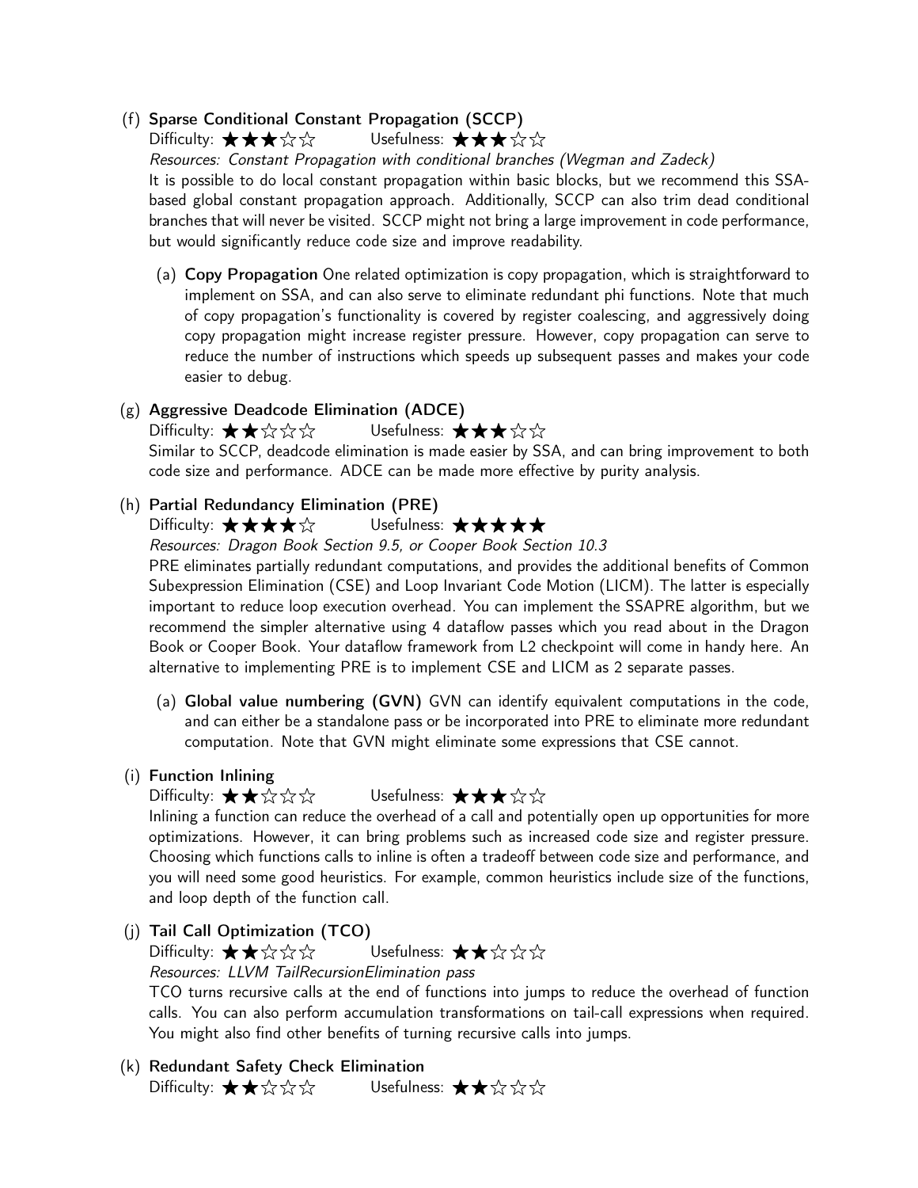(f) **Sparse Conditional Constant Propagation (SCCP)**

Difficulty: ★★★☆☆ Usefulness: ★★★☆☆

*Resources: Constant Propagation with conditional branches (Wegman and Zadeck)*

It is possible to do local constant propagation within basic blocks, but we recommend this SSA-based global constant propagation approach. Additionally, SCCP can also trim dead conditional branches that will never be visited. SCCP might not bring a large improvement in code performance, but would significantly reduce code size and improve readability.

  (a) **Copy Propagation** One related optimization is copy propagation, which is straightforward to implement on SSA, and can also serve to eliminate redundant phi functions. Note that much of copy propagation's functionality is covered by register coalescing, and aggressively doing copy propagation might increase register pressure. However, copy propagation can serve to reduce the number of instructions which speeds up subsequent passes and makes your code easier to debug.

(g) **Aggressive Deadcode Elimination (ADCE)**

Difficulty: ★★☆☆☆ Usefulness: ★★★☆☆

Similar to SCCP, deadcode elimination is made easier by SSA, and can bring improvement to both code size and performance. ADCE can be made more effective by purity analysis.

(h) **Partial Redundancy Elimination (PRE)**

Difficulty: ★★★★☆ Usefulness: ★★★★★

*Resources: Dragon Book Section 9.5, or Cooper Book Section 10.3*

PRE eliminates partially redundant computations, and provides the additional benefits of Common Subexpression Elimination (CSE) and Loop Invariant Code Motion (LICM). The latter is especially important to reduce loop execution overhead. You can implement the SSAPRE algorithm, but we recommend the simpler alternative using 4 dataflow passes which you read about in the Dragon Book or Cooper Book. Your dataflow framework from L2 checkpoint will come in handy here. An alternative to implementing PRE is to implement CSE and LICM as 2 separate passes.

  (a) **Global value numbering (GVN)** GVN can identify equivalent computations in the code, and can either be a standalone pass or be incorporated into PRE to eliminate more redundant computation. Note that GVN might eliminate some expressions that CSE cannot.

(i) **Function Inlining**

Difficulty: ★★☆☆☆ Usefulness: ★★★☆☆

Inlining a function can reduce the overhead of a call and potentially open up opportunities for more optimizations. However, it can bring problems such as increased code size and register pressure. Choosing which functions calls to inline is often a tradeoff between code size and performance, and you will need some good heuristics. For example, common heuristics include size of the functions, and loop depth of the function call.

(j) **Tail Call Optimization (TCO)**

Difficulty: ★★☆☆☆ Usefulness: ★★☆☆☆

*Resources: LLVM TailRecursionElimination pass*

TCO turns recursive calls at the end of functions into jumps to reduce the overhead of function calls. You can also perform accumulation transformations on tail-call expressions when required. You might also find other benefits of turning recursive calls into jumps.

(k) **Redundant Safety Check Elimination**

Difficulty: ★★☆☆☆ Usefulness: ★★☆☆☆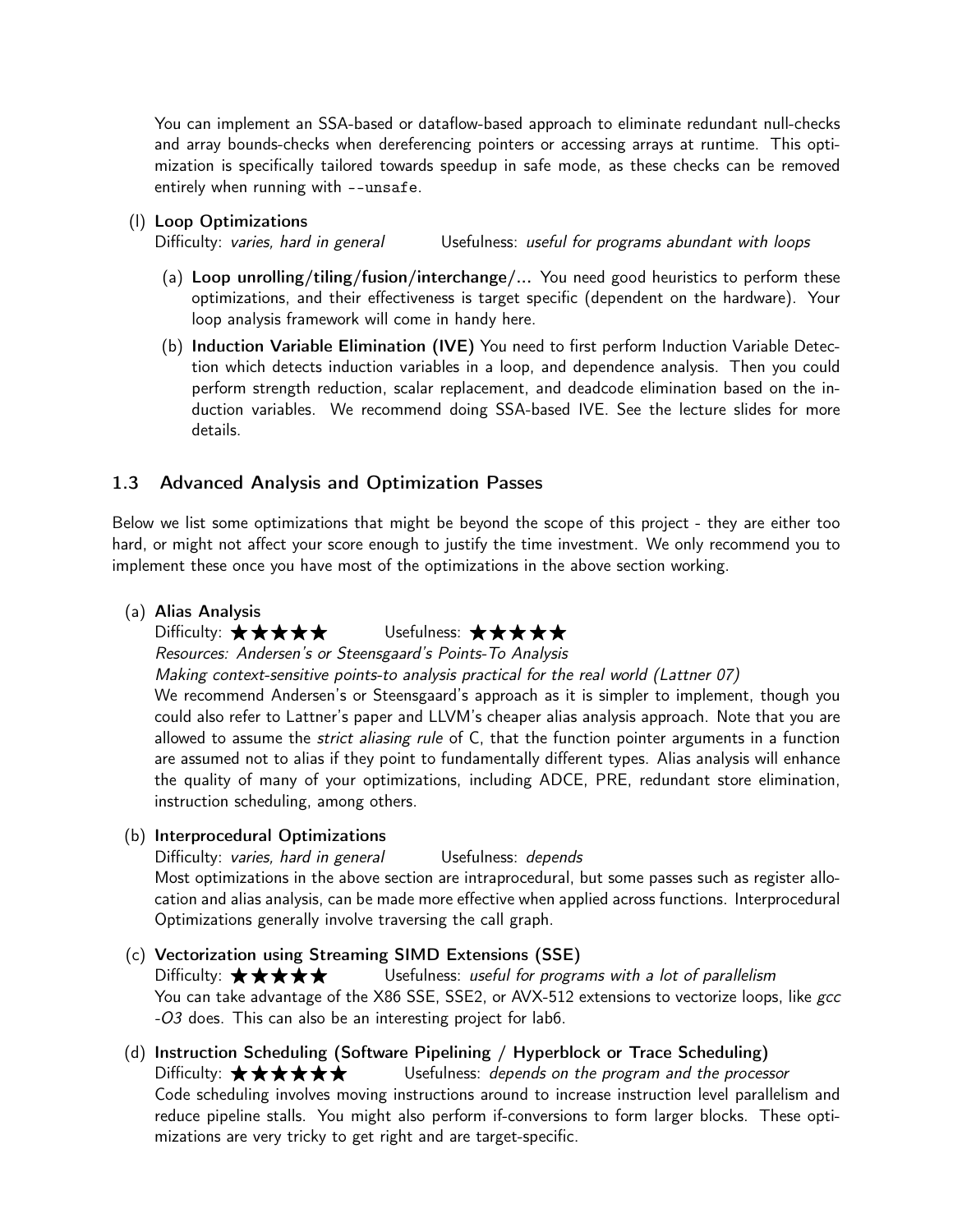You can implement an SSA-based or dataflow-based approach to eliminate redundant null-checks and array bounds-checks when dereferencing pointers or accessing arrays at runtime. This optimization is specifically tailored towards speedup in safe mode, as these checks can be removed entirely when running with `--unsafe`.

(l) **Loop Optimizations**
Difficulty: *varies, hard in general* Usefulness: *useful for programs abundant with loops*

(a) **Loop unrolling/tiling/fusion/interchange/...** You need good heuristics to perform these optimizations, and their effectiveness is target specific (dependent on the hardware). Your loop analysis framework will come in handy here.

(b) **Induction Variable Elimination (IVE)** You need to first perform Induction Variable Detection which detects induction variables in a loop, and dependence analysis. Then you could perform strength reduction, scalar replacement, and deadcode elimination based on the induction variables. We recommend doing SSA-based IVE. See the lecture slides for more details.

## 1.3 Advanced Analysis and Optimization Passes

Below we list some optimizations that might be beyond the scope of this project - they are either too hard, or might not affect your score enough to justify the time investment. We only recommend you to implement these once you have most of the optimizations in the above section working.

(a) **Alias Analysis**
Difficulty: ★★★★★ Usefulness: ★★★★★
*Resources: Andersen's or Steensgaard's Points-To Analysis*
*Making context-sensitive points-to analysis practical for the real world (Lattner 07)*
We recommend Andersen's or Steensgaard's approach as it is simpler to implement, though you could also refer to Lattner's paper and LLVM's cheaper alias analysis approach. Note that you are allowed to assume the *strict aliasing rule* of C, that the function pointer arguments in a function are assumed not to alias if they point to fundamentally different types. Alias analysis will enhance the quality of many of your optimizations, including ADCE, PRE, redundant store elimination, instruction scheduling, among others.

(b) **Interprocedural Optimizations**
Difficulty: *varies, hard in general* Usefulness: *depends*
Most optimizations in the above section are intraprocedural, but some passes such as register allocation and alias analysis, can be made more effective when applied across functions. Interprocedural Optimizations generally involve traversing the call graph.

(c) **Vectorization using Streaming SIMD Extensions (SSE)**
Difficulty: ★★★★★ Usefulness: *useful for programs with a lot of parallelism*
You can take advantage of the X86 SSE, SSE2, or AVX-512 extensions to vectorize loops, like *gcc -O3* does. This can also be an interesting project for lab6.

(d) **Instruction Scheduling (Software Pipelining / Hyperblock or Trace Scheduling)**
Difficulty: ★★★★★★ Usefulness: *depends on the program and the processor*
Code scheduling involves moving instructions around to increase instruction level parallelism and reduce pipeline stalls. You might also perform if-conversions to form larger blocks. These optimizations are very tricky to get right and are target-specific.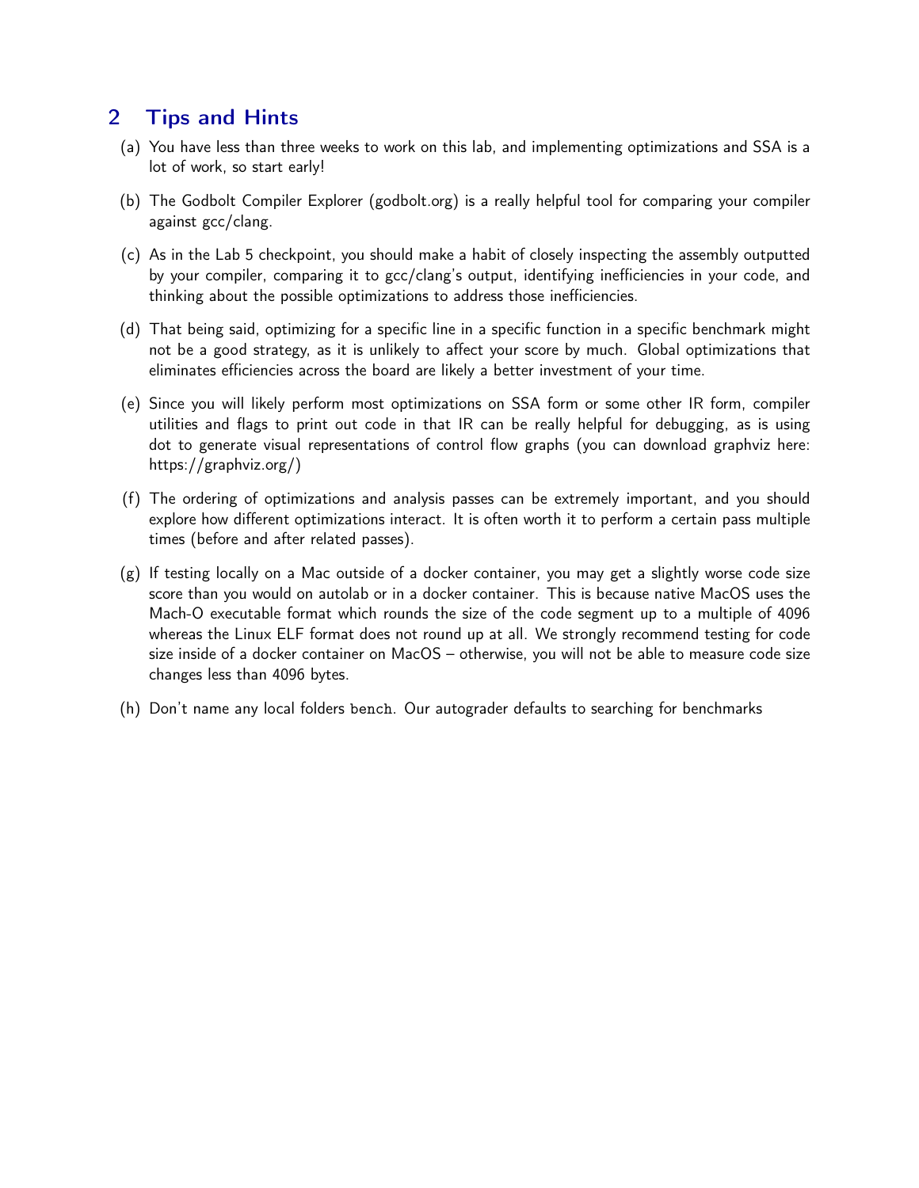## 2 Tips and Hints

(a) You have less than three weeks to work on this lab, and implementing optimizations and SSA is a lot of work, so start early!

(b) The Godbolt Compiler Explorer (godbolt.org) is a really helpful tool for comparing your compiler against gcc/clang.

(c) As in the Lab 5 checkpoint, you should make a habit of closely inspecting the assembly outputted by your compiler, comparing it to gcc/clang's output, identifying inefficiencies in your code, and thinking about the possible optimizations to address those inefficiencies.

(d) That being said, optimizing for a specific line in a specific function in a specific benchmark might not be a good strategy, as it is unlikely to affect your score by much. Global optimizations that eliminates efficiencies across the board are likely a better investment of your time.

(e) Since you will likely perform most optimizations on SSA form or some other IR form, compiler utilities and flags to print out code in that IR can be really helpful for debugging, as is using dot to generate visual representations of control flow graphs (you can download graphviz here: https://graphviz.org/)

(f) The ordering of optimizations and analysis passes can be extremely important, and you should explore how different optimizations interact. It is often worth it to perform a certain pass multiple times (before and after related passes).

(g) If testing locally on a Mac outside of a docker container, you may get a slightly worse code size score than you would on autolab or in a docker container. This is because native MacOS uses the Mach-O executable format which rounds the size of the code segment up to a multiple of 4096 whereas the Linux ELF format does not round up at all. We strongly recommend testing for code size inside of a docker container on MacOS – otherwise, you will not be able to measure code size changes less than 4096 bytes.

(h) Don't name any local folders `bench`. Our autograder defaults to searching for benchmarks